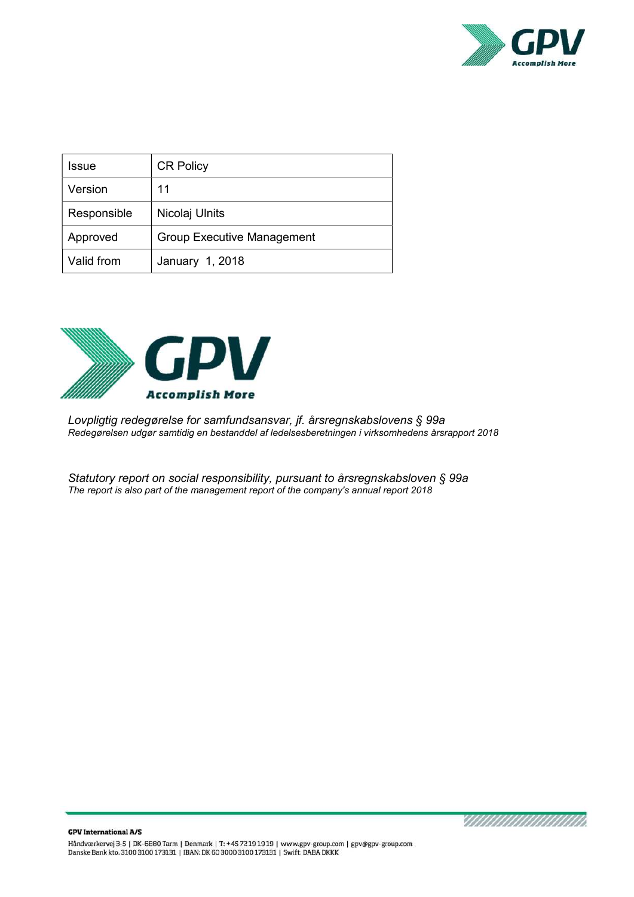| Issue | CR Policy |
| --- | --- |
| Version | 11 |
| Responsible | Nicolaj Ulnits |
| Approved | Group Executive Management |
| Valid from | January 1, 2018 |

*Lovpligtig redegørelse for samfundsansvar, jf. årsregnskabslovens § 99a*
*Redegørelsen udgør samtidig en bestanddel af ledelsesberetningen i virksomhedens årsrapport 2018*

*Statutory report on social responsibility, pursuant to årsregnskabsloven § 99a*
*The report is also part of the management report of the company's annual report 2018*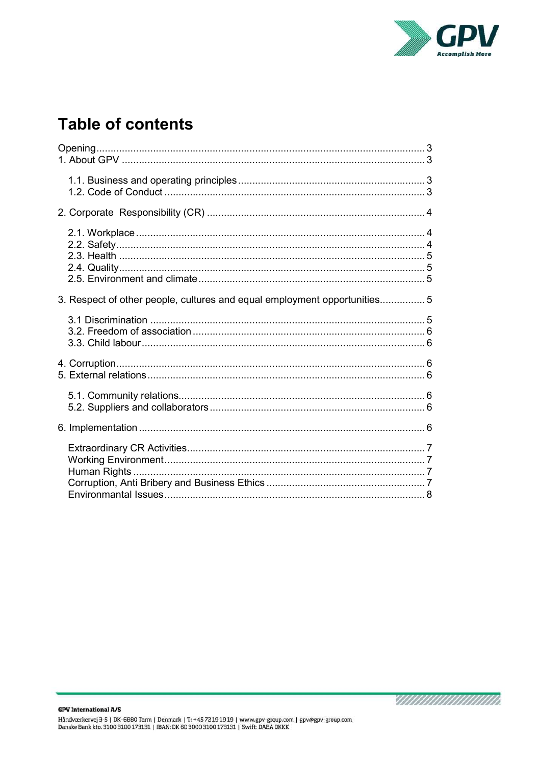# Table of contents

Opening .......... 3
1. About GPV .......... 3

    1.1. Business and operating principles .......... 3
    1.2. Code of Conduct .......... 3

2. Corporate Responsibility (CR) .......... 4

    2.1. Workplace .......... 4
    2.2. Safety .......... 4
    2.3. Health .......... 5
    2.4. Quality .......... 5
    2.5. Environment and climate .......... 5

3. Respect of other people, cultures and equal employment opportunities .......... 5

    3.1 Discrimination .......... 5
    3.2. Freedom of association .......... 6
    3.3. Child labour .......... 6

4. Corruption .......... 6
5. External relations .......... 6

    5.1. Community relations .......... 6
    5.2. Suppliers and collaborators .......... 6

6. Implementation .......... 6

    Extraordinary CR Activities .......... 7
    Working Environment .......... 7
    Human Rights .......... 7
    Corruption, Anti Bribery and Business Ethics .......... 7
    Environmantal Issues .......... 8

**GPV International A/S**
Håndværkervej 3-5 | DK-6880 Tarm | Denmark | T: +45 7219 1919 | www.gpv-group.com | gpv@gpv-group.com
Danske Bank kto. 3100 3100 173131 | IBAN: DK 60 3000 3100 173131 | Swift: DABA DKKK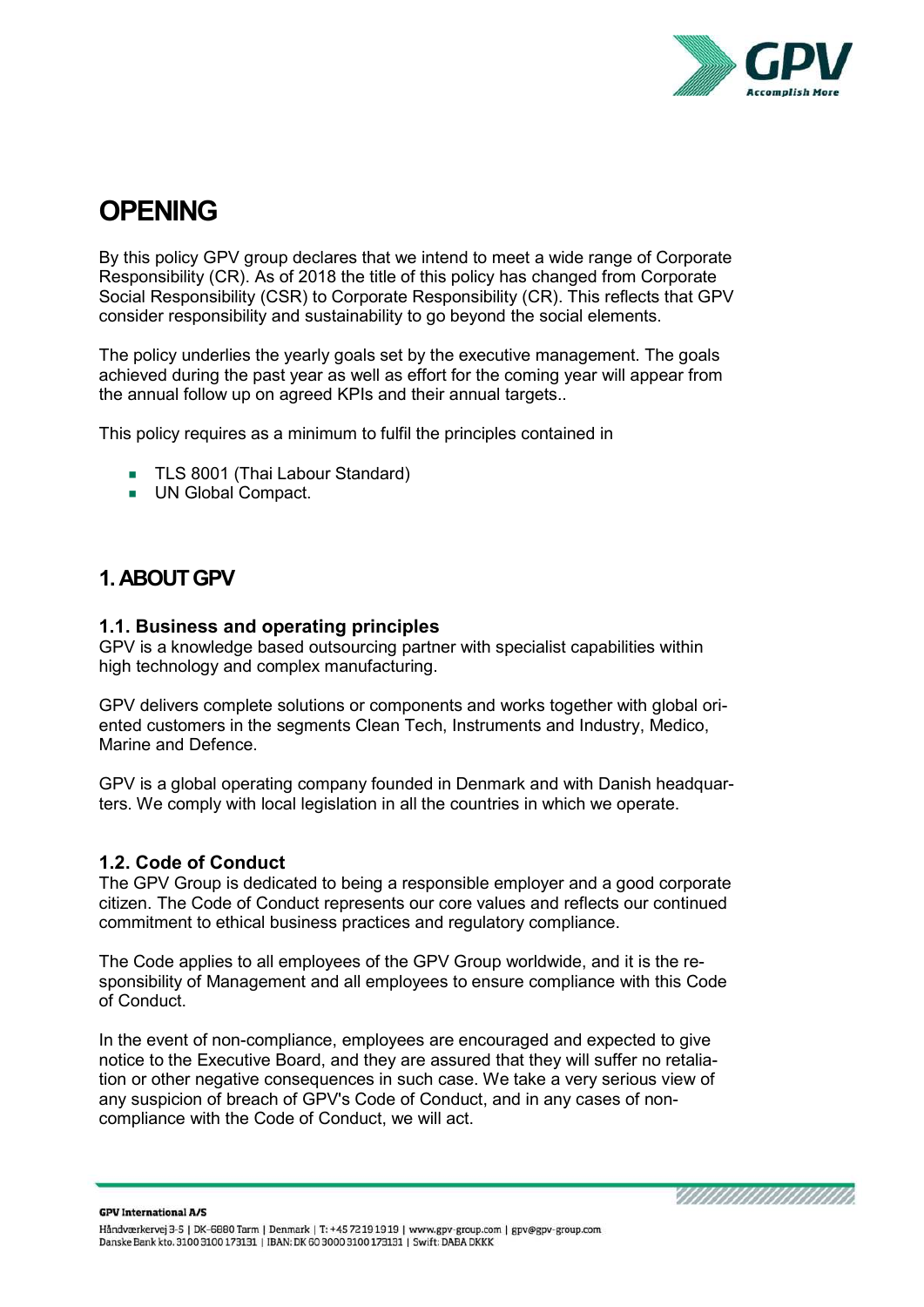# OPENING

By this policy GPV group declares that we intend to meet a wide range of Corporate Responsibility (CR). As of 2018 the title of this policy has changed from Corporate Social Responsibility (CSR) to Corporate Responsibility (CR). This reflects that GPV consider responsibility and sustainability to go beyond the social elements.

The policy underlies the yearly goals set by the executive management. The goals achieved during the past year as well as effort for the coming year will appear from the annual follow up on agreed KPIs and their annual targets..

This policy requires as a minimum to fulfil the principles contained in

- TLS 8001 (Thai Labour Standard)
- UN Global Compact.

## 1. ABOUT GPV

### 1.1. Business and operating principles

GPV is a knowledge based outsourcing partner with specialist capabilities within high technology and complex manufacturing.

GPV delivers complete solutions or components and works together with global oriented customers in the segments Clean Tech, Instruments and Industry, Medico, Marine and Defence.

GPV is a global operating company founded in Denmark and with Danish headquarters. We comply with local legislation in all the countries in which we operate.

### 1.2. Code of Conduct

The GPV Group is dedicated to being a responsible employer and a good corporate citizen. The Code of Conduct represents our core values and reflects our continued commitment to ethical business practices and regulatory compliance.

The Code applies to all employees of the GPV Group worldwide, and it is the responsibility of Management and all employees to ensure compliance with this Code of Conduct.

In the event of non-compliance, employees are encouraged and expected to give notice to the Executive Board, and they are assured that they will suffer no retaliation or other negative consequences in such case. We take a very serious view of any suspicion of breach of GPV's Code of Conduct, and in any cases of non-compliance with the Code of Conduct, we will act.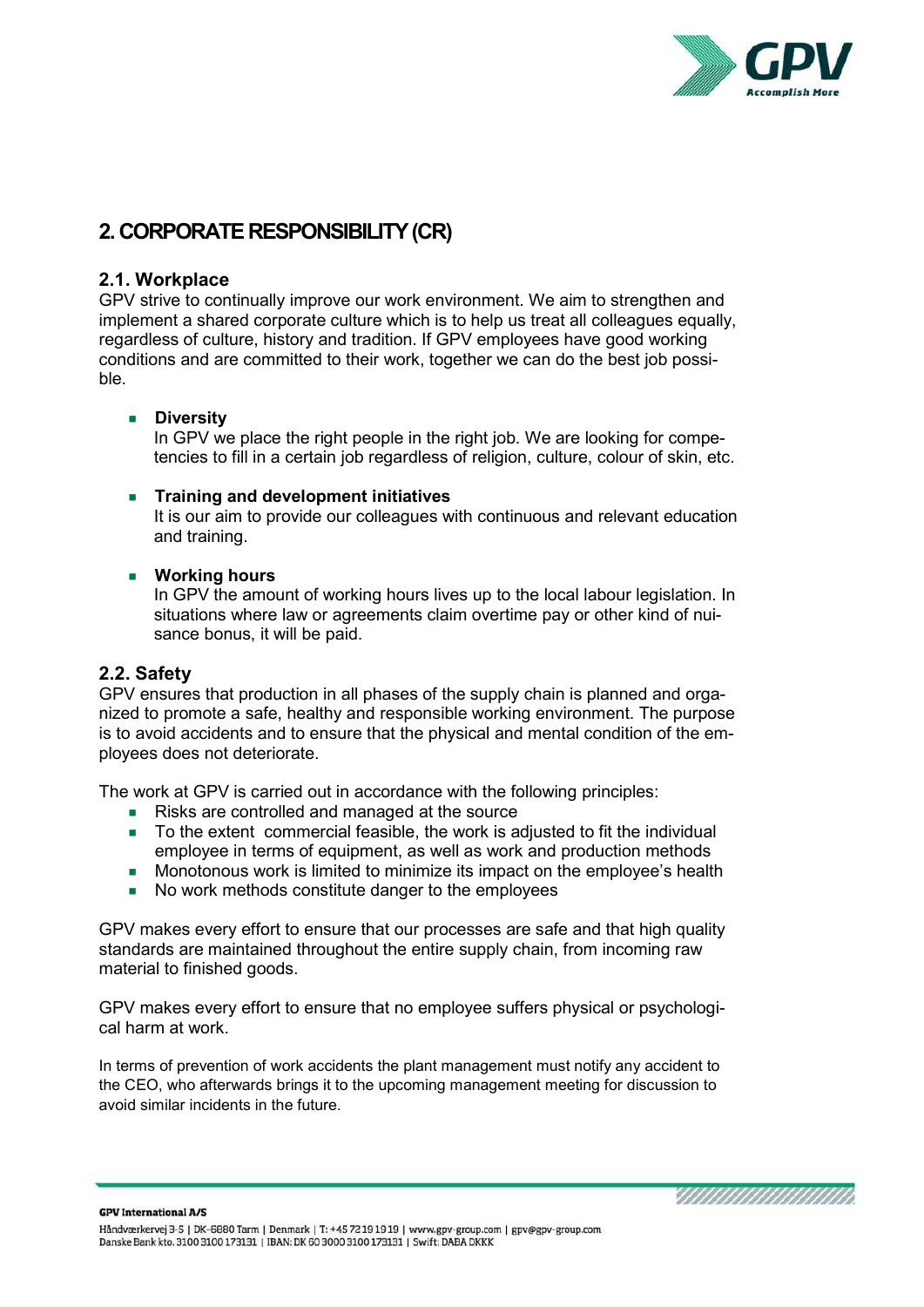# 2. CORPORATE RESPONSIBILITY (CR)

## 2.1. Workplace

GPV strive to continually improve our work environment. We aim to strengthen and implement a shared corporate culture which is to help us treat all colleagues equally, regardless of culture, history and tradition. If GPV employees have good working conditions and are committed to their work, together we can do the best job possible.

- **Diversity**
  In GPV we place the right people in the right job. We are looking for competencies to fill in a certain job regardless of religion, culture, colour of skin, etc.

- **Training and development initiatives**
  It is our aim to provide our colleagues with continuous and relevant education and training.

- **Working hours**
  In GPV the amount of working hours lives up to the local labour legislation. In situations where law or agreements claim overtime pay or other kind of nuisance bonus, it will be paid.

## 2.2. Safety

GPV ensures that production in all phases of the supply chain is planned and organized to promote a safe, healthy and responsible working environment. The purpose is to avoid accidents and to ensure that the physical and mental condition of the employees does not deteriorate.

The work at GPV is carried out in accordance with the following principles:

- Risks are controlled and managed at the source
- To the extent commercial feasible, the work is adjusted to fit the individual employee in terms of equipment, as well as work and production methods
- Monotonous work is limited to minimize its impact on the employee's health
- No work methods constitute danger to the employees

GPV makes every effort to ensure that our processes are safe and that high quality standards are maintained throughout the entire supply chain, from incoming raw material to finished goods.

GPV makes every effort to ensure that no employee suffers physical or psychological harm at work.

In terms of prevention of work accidents the plant management must notify any accident to the CEO, who afterwards brings it to the upcoming management meeting for discussion to avoid similar incidents in the future.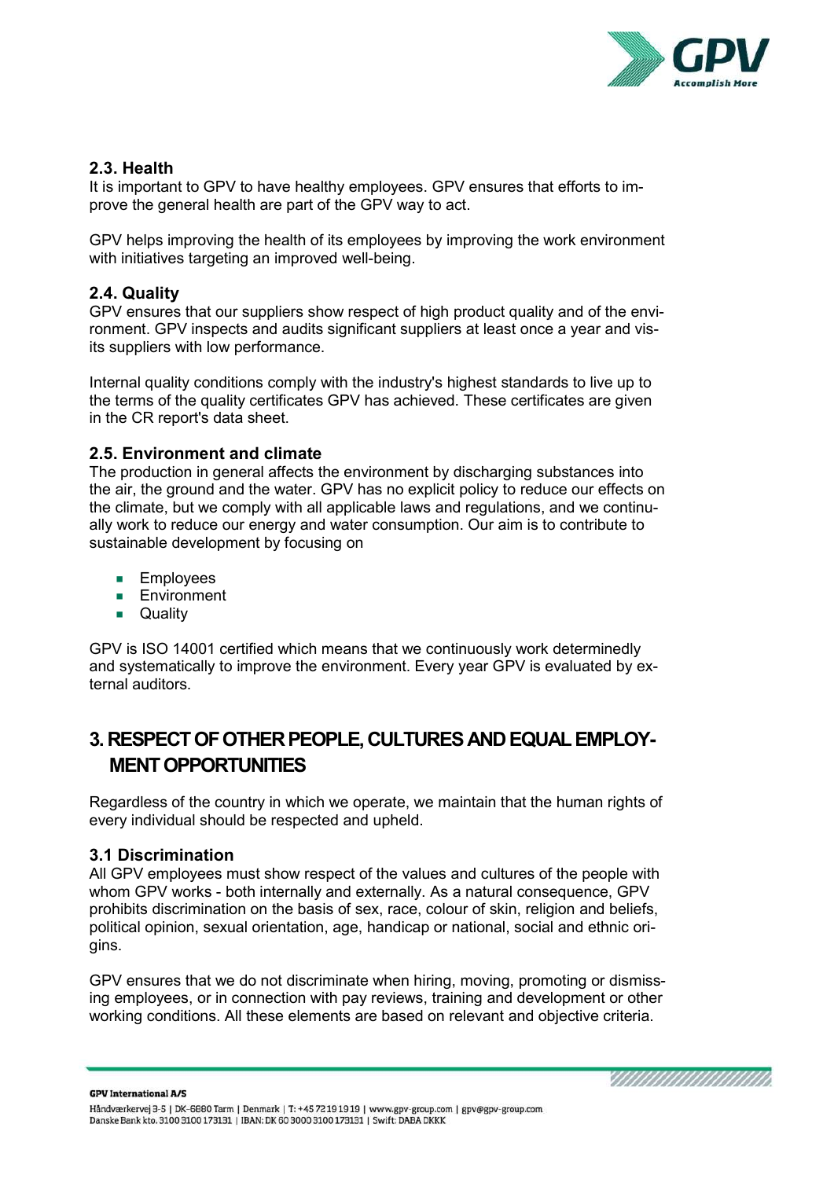### 2.3. Health

It is important to GPV to have healthy employees. GPV ensures that efforts to improve the general health are part of the GPV way to act.

GPV helps improving the health of its employees by improving the work environment with initiatives targeting an improved well-being.

### 2.4. Quality

GPV ensures that our suppliers show respect of high product quality and of the environment. GPV inspects and audits significant suppliers at least once a year and visits suppliers with low performance.

Internal quality conditions comply with the industry's highest standards to live up to the terms of the quality certificates GPV has achieved. These certificates are given in the CR report's data sheet.

### 2.5. Environment and climate

The production in general affects the environment by discharging substances into the air, the ground and the water. GPV has no explicit policy to reduce our effects on the climate, but we comply with all applicable laws and regulations, and we continually work to reduce our energy and water consumption. Our aim is to contribute to sustainable development by focusing on

- Employees
- Environment
- Quality

GPV is ISO 14001 certified which means that we continuously work determinedly and systematically to improve the environment. Every year GPV is evaluated by external auditors.

## 3. RESPECT OF OTHER PEOPLE, CULTURES AND EQUAL EMPLOYMENT OPPORTUNITIES

Regardless of the country in which we operate, we maintain that the human rights of every individual should be respected and upheld.

### 3.1 Discrimination

All GPV employees must show respect of the values and cultures of the people with whom GPV works - both internally and externally. As a natural consequence, GPV prohibits discrimination on the basis of sex, race, colour of skin, religion and beliefs, political opinion, sexual orientation, age, handicap or national, social and ethnic origins.

GPV ensures that we do not discriminate when hiring, moving, promoting or dismissing employees, or in connection with pay reviews, training and development or other working conditions. All these elements are based on relevant and objective criteria.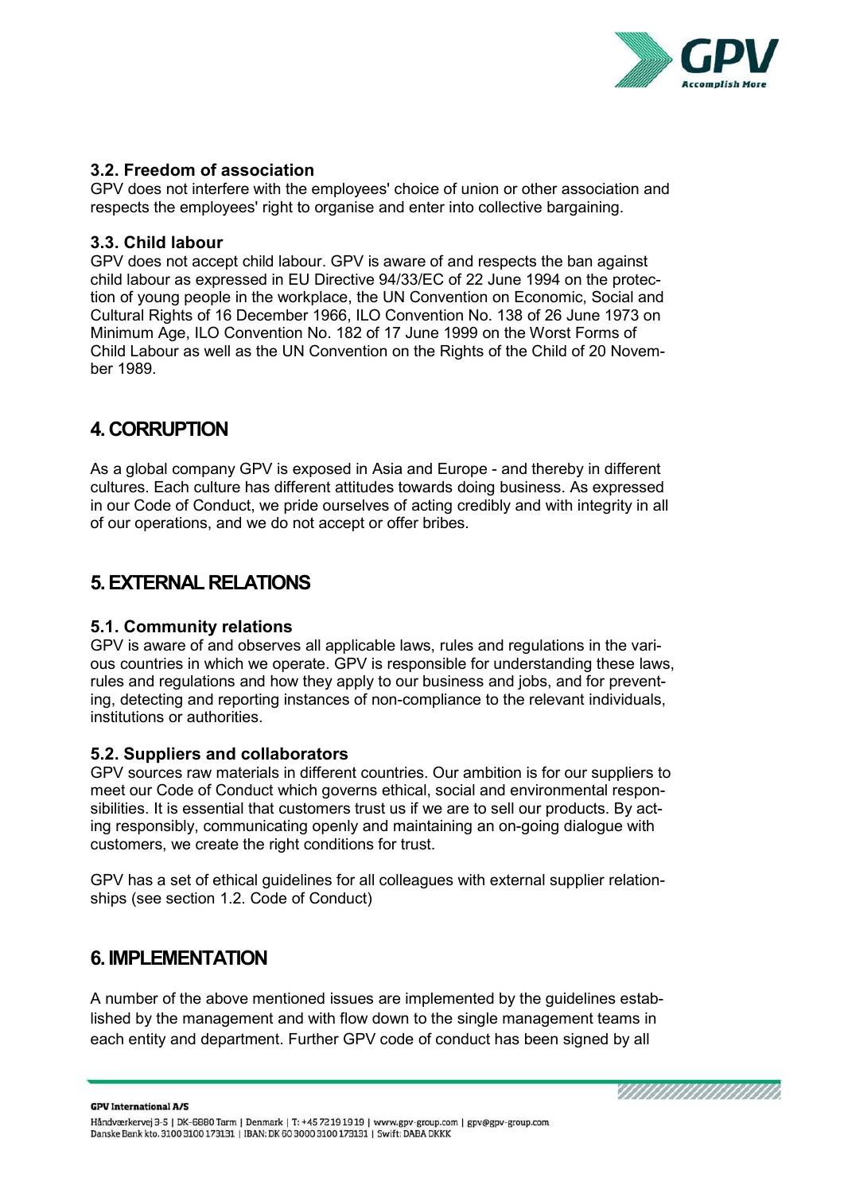### 3.2. Freedom of association

GPV does not interfere with the employees' choice of union or other association and respects the employees' right to organise and enter into collective bargaining.

### 3.3. Child labour

GPV does not accept child labour. GPV is aware of and respects the ban against child labour as expressed in EU Directive 94/33/EC of 22 June 1994 on the protection of young people in the workplace, the UN Convention on Economic, Social and Cultural Rights of 16 December 1966, ILO Convention No. 138 of 26 June 1973 on Minimum Age, ILO Convention No. 182 of 17 June 1999 on the Worst Forms of Child Labour as well as the UN Convention on the Rights of the Child of 20 November 1989.

## 4. CORRUPTION

As a global company GPV is exposed in Asia and Europe - and thereby in different cultures. Each culture has different attitudes towards doing business. As expressed in our Code of Conduct, we pride ourselves of acting credibly and with integrity in all of our operations, and we do not accept or offer bribes.

## 5. EXTERNAL RELATIONS

### 5.1. Community relations

GPV is aware of and observes all applicable laws, rules and regulations in the various countries in which we operate. GPV is responsible for understanding these laws, rules and regulations and how they apply to our business and jobs, and for preventing, detecting and reporting instances of non-compliance to the relevant individuals, institutions or authorities.

### 5.2. Suppliers and collaborators

GPV sources raw materials in different countries. Our ambition is for our suppliers to meet our Code of Conduct which governs ethical, social and environmental responsibilities. It is essential that customers trust us if we are to sell our products. By acting responsibly, communicating openly and maintaining an on-going dialogue with customers, we create the right conditions for trust.

GPV has a set of ethical guidelines for all colleagues with external supplier relationships (see section 1.2. Code of Conduct)

## 6. IMPLEMENTATION

A number of the above mentioned issues are implemented by the guidelines established by the management and with flow down to the single management teams in each entity and department. Further GPV code of conduct has been signed by all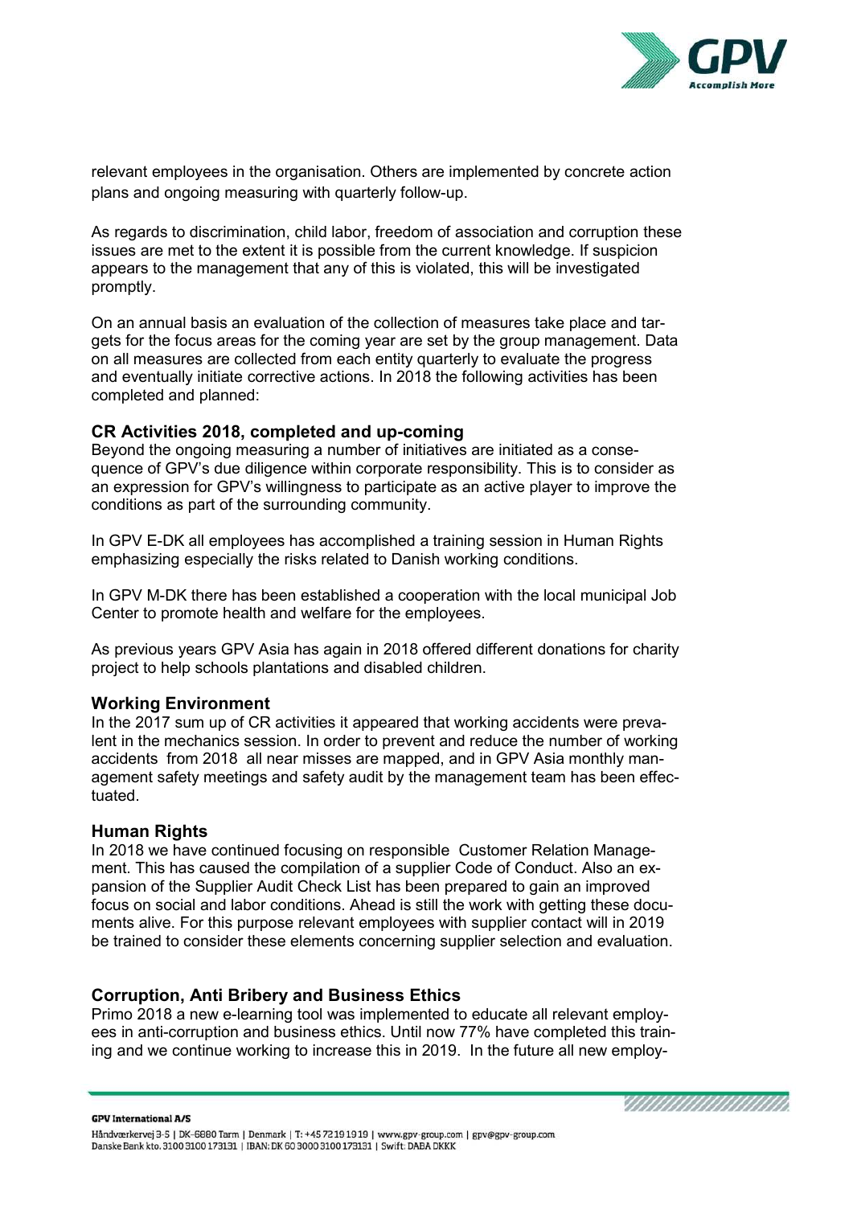relevant employees in the organisation. Others are implemented by concrete action plans and ongoing measuring with quarterly follow-up.

As regards to discrimination, child labor, freedom of association and corruption these issues are met to the extent it is possible from the current knowledge. If suspicion appears to the management that any of this is violated, this will be investigated promptly.

On an annual basis an evaluation of the collection of measures take place and targets for the focus areas for the coming year are set by the group management. Data on all measures are collected from each entity quarterly to evaluate the progress and eventually initiate corrective actions. In 2018 the following activities has been completed and planned:

### CR Activities 2018, completed and up-coming

Beyond the ongoing measuring a number of initiatives are initiated as a consequence of GPV's due diligence within corporate responsibility. This is to consider as an expression for GPV's willingness to participate as an active player to improve the conditions as part of the surrounding community.

In GPV E-DK all employees has accomplished a training session in Human Rights emphasizing especially the risks related to Danish working conditions.

In GPV M-DK there has been established a cooperation with the local municipal Job Center to promote health and welfare for the employees.

As previous years GPV Asia has again in 2018 offered different donations for charity project to help schools plantations and disabled children.

### Working Environment

In the 2017 sum up of CR activities it appeared that working accidents were prevalent in the mechanics session. In order to prevent and reduce the number of working accidents from 2018 all near misses are mapped, and in GPV Asia monthly management safety meetings and safety audit by the management team has been effectuated.

### Human Rights

In 2018 we have continued focusing on responsible Customer Relation Management. This has caused the compilation of a supplier Code of Conduct. Also an expansion of the Supplier Audit Check List has been prepared to gain an improved focus on social and labor conditions. Ahead is still the work with getting these documents alive. For this purpose relevant employees with supplier contact will in 2019 be trained to consider these elements concerning supplier selection and evaluation.

### Corruption, Anti Bribery and Business Ethics

Primo 2018 a new e-learning tool was implemented to educate all relevant employees in anti-corruption and business ethics. Until now 77% have completed this training and we continue working to increase this in 2019. In the future all new employ-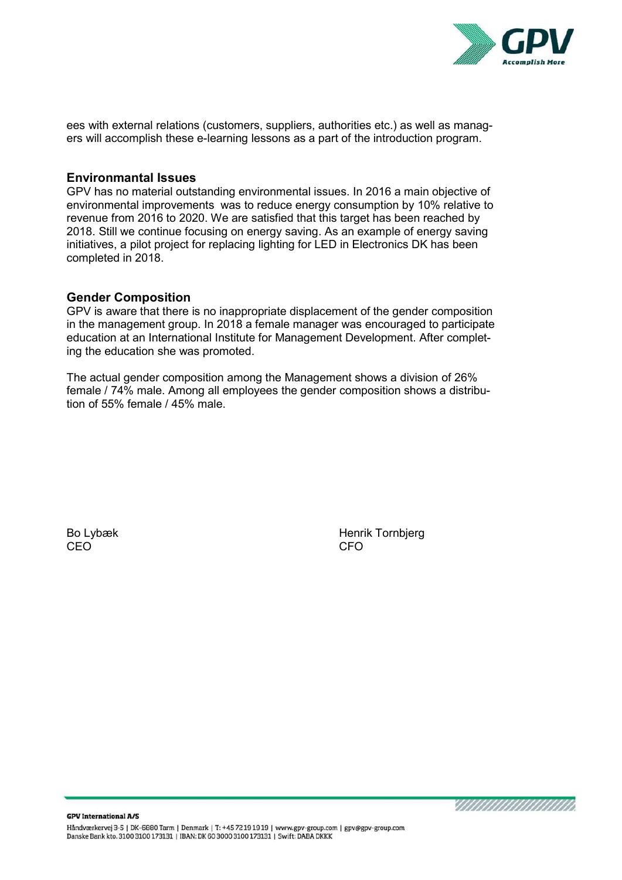ees with external relations (customers, suppliers, authorities etc.) as well as managers will accomplish these e-learning lessons as a part of the introduction program.

### Environmantal Issues

GPV has no material outstanding environmental issues. In 2016 a main objective of environmental improvements was to reduce energy consumption by 10% relative to revenue from 2016 to 2020. We are satisfied that this target has been reached by 2018. Still we continue focusing on energy saving. As an example of energy saving initiatives, a pilot project for replacing lighting for LED in Electronics DK has been completed in 2018.

### Gender Composition

GPV is aware that there is no inappropriate displacement of the gender composition in the management group. In 2018 a female manager was encouraged to participate education at an International Institute for Management Development. After completing the education she was promoted.

The actual gender composition among the Management shows a division of 26% female / 74% male. Among all employees the gender composition shows a distribution of 55% female / 45% male.

Bo Lybæk
CEO

Henrik Tornbjerg
CFO